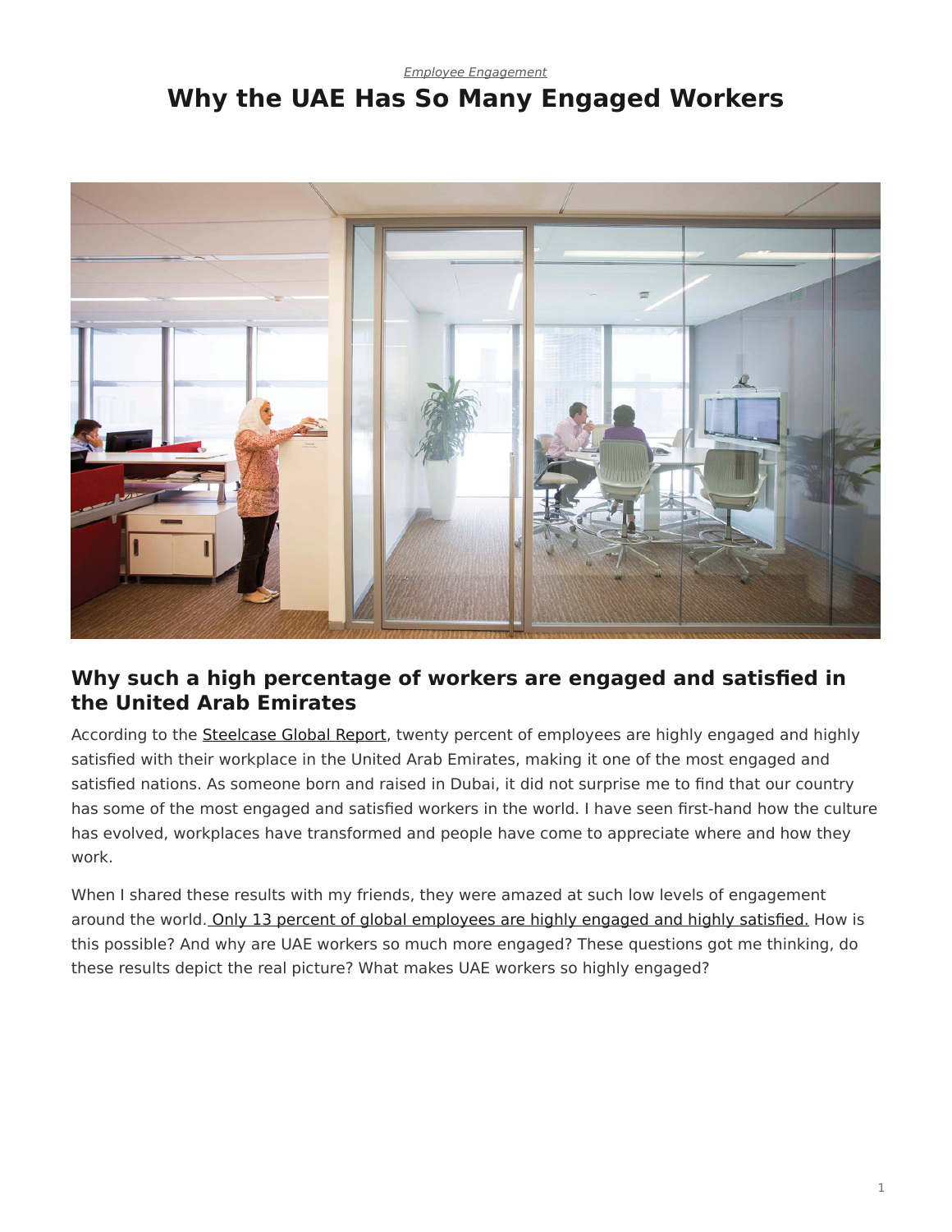*Employee Engagement*

# Why the UAE Has So Many Engaged Workers

## Why such a high percentage of workers are engaged and satisfied in the United Arab Emirates

According to the Steelcase Global Report, twenty percent of employees are highly engaged and highly satisfied with their workplace in the United Arab Emirates, making it one of the most engaged and satisfied nations. As someone born and raised in Dubai, it did not surprise me to find that our country has some of the most engaged and satisfied workers in the world. I have seen first-hand how the culture has evolved, workplaces have transformed and people have come to appreciate where and how they work.

When I shared these results with my friends, they were amazed at such low levels of engagement around the world. Only 13 percent of global employees are highly engaged and highly satisfied. How is this possible? And why are UAE workers so much more engaged? These questions got me thinking, do these results depict the real picture? What makes UAE workers so highly engaged?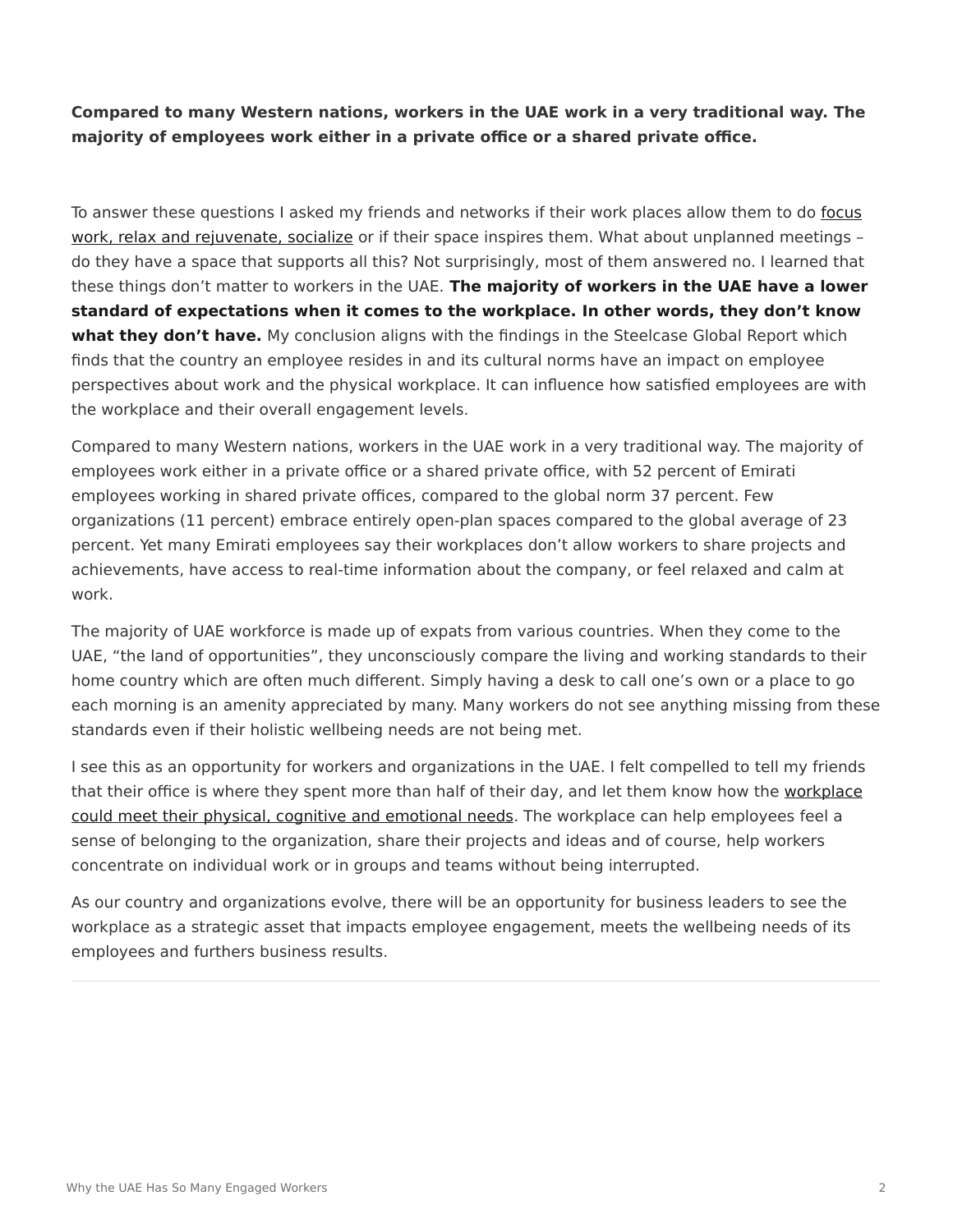**Compared to many Western nations, workers in the UAE work in a very traditional way. The majority of employees work either in a private office or a shared private office.**

To answer these questions I asked my friends and networks if their work places allow them to do focus work, relax and rejuvenate, socialize or if their space inspires them. What about unplanned meetings – do they have a space that supports all this? Not surprisingly, most of them answered no. I learned that these things don't matter to workers in the UAE. **The majority of workers in the UAE have a lower standard of expectations when it comes to the workplace. In other words, they don't know what they don't have.** My conclusion aligns with the findings in the Steelcase Global Report which finds that the country an employee resides in and its cultural norms have an impact on employee perspectives about work and the physical workplace. It can influence how satisfied employees are with the workplace and their overall engagement levels.

Compared to many Western nations, workers in the UAE work in a very traditional way. The majority of employees work either in a private office or a shared private office, with 52 percent of Emirati employees working in shared private offices, compared to the global norm 37 percent. Few organizations (11 percent) embrace entirely open-plan spaces compared to the global average of 23 percent. Yet many Emirati employees say their workplaces don't allow workers to share projects and achievements, have access to real-time information about the company, or feel relaxed and calm at work.

The majority of UAE workforce is made up of expats from various countries. When they come to the UAE, "the land of opportunities", they unconsciously compare the living and working standards to their home country which are often much different. Simply having a desk to call one's own or a place to go each morning is an amenity appreciated by many. Many workers do not see anything missing from these standards even if their holistic wellbeing needs are not being met.

I see this as an opportunity for workers and organizations in the UAE. I felt compelled to tell my friends that their office is where they spent more than half of their day, and let them know how the workplace could meet their physical, cognitive and emotional needs. The workplace can help employees feel a sense of belonging to the organization, share their projects and ideas and of course, help workers concentrate on individual work or in groups and teams without being interrupted.

As our country and organizations evolve, there will be an opportunity for business leaders to see the workplace as a strategic asset that impacts employee engagement, meets the wellbeing needs of its employees and furthers business results.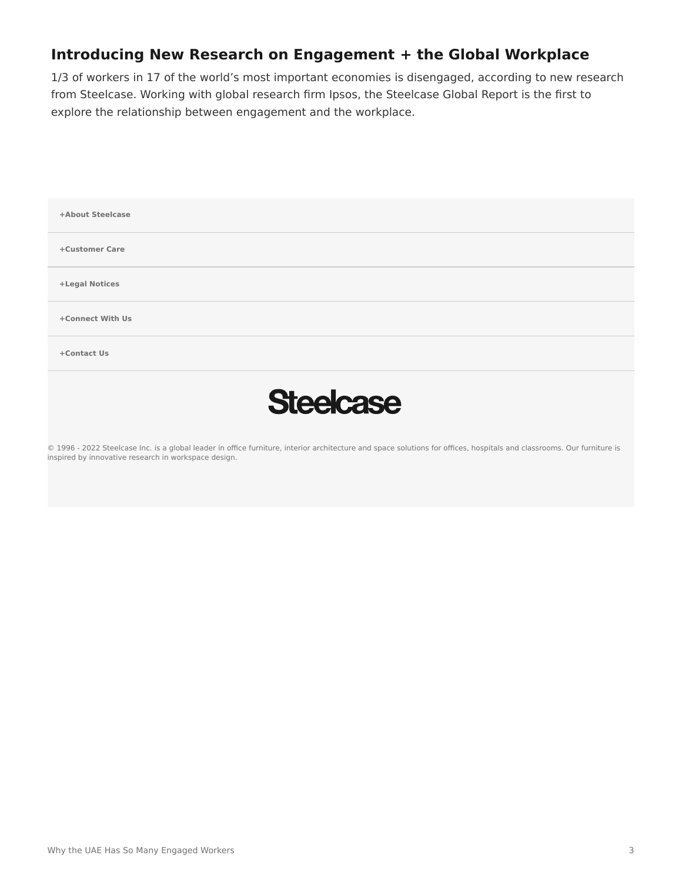## Introducing New Research on Engagement + the Global Workplace

1/3 of workers in 17 of the world's most important economies is disengaged, according to new research from Steelcase. Working with global research firm Ipsos, the Steelcase Global Report is the first to explore the relationship between engagement and the workplace.

+About Steelcase

+Customer Care

+Legal Notices

+Connect With Us

+Contact Us

Steelcase

© 1996 - 2022 Steelcase Inc. is a global leader in office furniture, interior architecture and space solutions for offices, hospitals and classrooms. Our furniture is inspired by innovative research in workspace design.